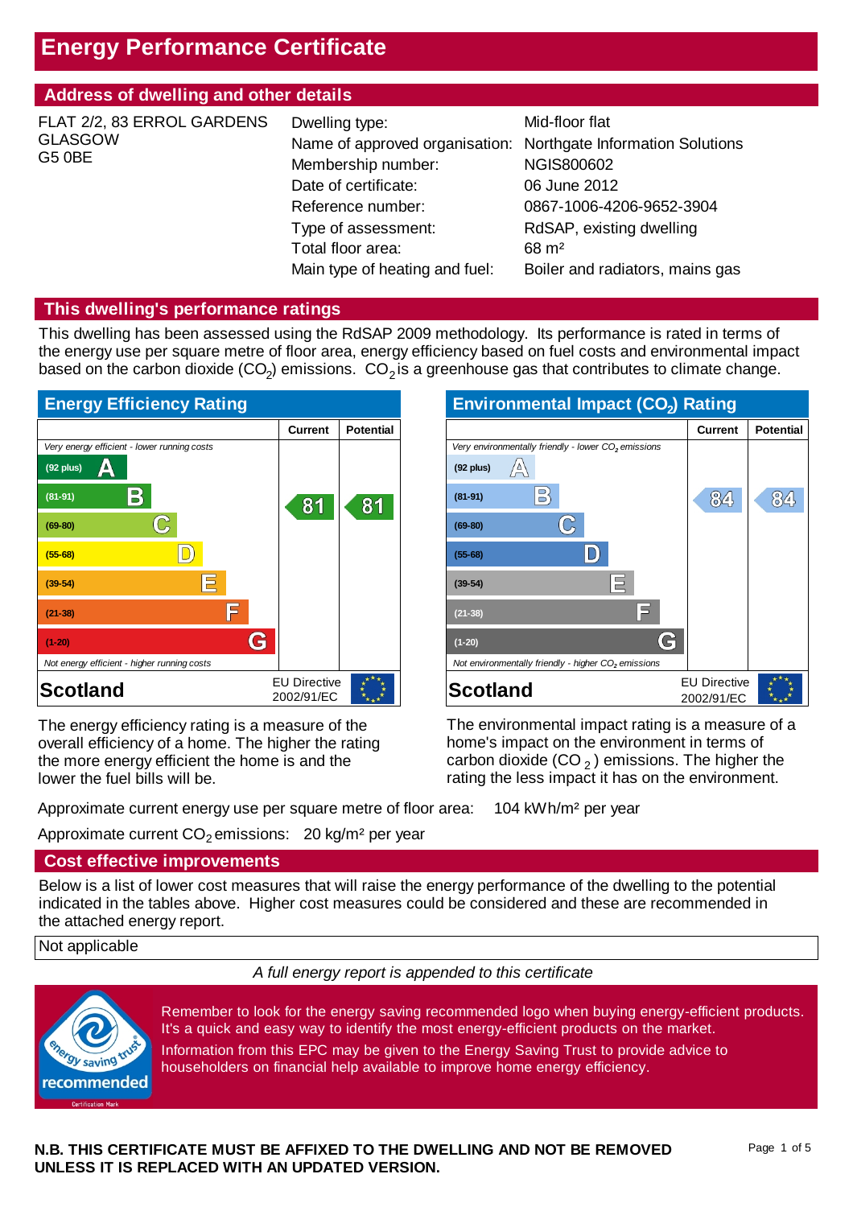# Energy Performance Certificate

## Address of dwelling and other details

FLAT 2/2, 83 ERROL GARDENS
GLASGOW
G5 0BE

| | |
|---|---|
| Dwelling type: | Mid-floor flat |
| Name of approved organisation: | Northgate Information Solutions |
| Membership number: | NGIS800602 |
| Date of certificate: | 06 June 2012 |
| Reference number: | 0867-1006-4206-9652-3904 |
| Type of assessment: | RdSAP, existing dwelling |
| Total floor area: | 68 m² |
| Main type of heating and fuel: | Boiler and radiators, mains gas |

## This dwelling's performance ratings

This dwelling has been assessed using the RdSAP 2009 methodology. Its performance is rated in terms of the energy use per square metre of floor area, energy efficiency based on fuel costs and environmental impact based on the carbon dioxide ($CO_2$) emissions. $CO_2$ is a greenhouse gas that contributes to climate change.

### Energy Efficiency Rating

| | Current | Potential |
|---|---|---|
| *Very energy efficient - lower running costs* | | |
| (92 plus) A | | |
| (81-91) B | 81 | 81 |
| (69-80) C | | |
| (55-68) D | | |
| (39-54) E | | |
| (21-38) F | | |
| (1-20) G | | |
| *Not energy efficient - higher running costs* | | |
| **Scotland** | EU Directive 2002/91/EC | |

The energy efficiency rating is a measure of the overall efficiency of a home. The higher the rating the more energy efficient the home is and the lower the fuel bills will be.

### Environmental Impact ($CO_2$) Rating

| | Current | Potential |
|---|---|---|
| *Very environmentally friendly - lower $CO_2$ emissions* | | |
| (92 plus) A | | |
| (81-91) B | 84 | 84 |
| (69-80) C | | |
| (55-68) D | | |
| (39-54) E | | |
| (21-38) F | | |
| (1-20) G | | |
| *Not environmentally friendly - higher $CO_2$ emissions* | | |
| **Scotland** | EU Directive 2002/91/EC | |

The environmental impact rating is a measure of a home's impact on the environment in terms of carbon dioxide ($CO_2$) emissions. The higher the rating the less impact it has on the environment.

Approximate current energy use per square metre of floor area: 104 kWh/m² per year

Approximate current $CO_2$ emissions: 20 kg/m² per year

## Cost effective improvements

Below is a list of lower cost measures that will raise the energy performance of the dwelling to the potential indicated in the tables above. Higher cost measures could be considered and these are recommended in the attached energy report.

| Not applicable |
|---|

*A full energy report is appended to this certificate*

energy saving trust recommended

Certification Mark

Remember to look for the energy saving recommended logo when buying energy-efficient products. It's a quick and easy way to identify the most energy-efficient products on the market.

Information from this EPC may be given to the Energy Saving Trust to provide advice to householders on financial help available to improve home energy efficiency.

**N.B. THIS CERTIFICATE MUST BE AFFIXED TO THE DWELLING AND NOT BE REMOVED UNLESS IT IS REPLACED WITH AN UPDATED VERSION.**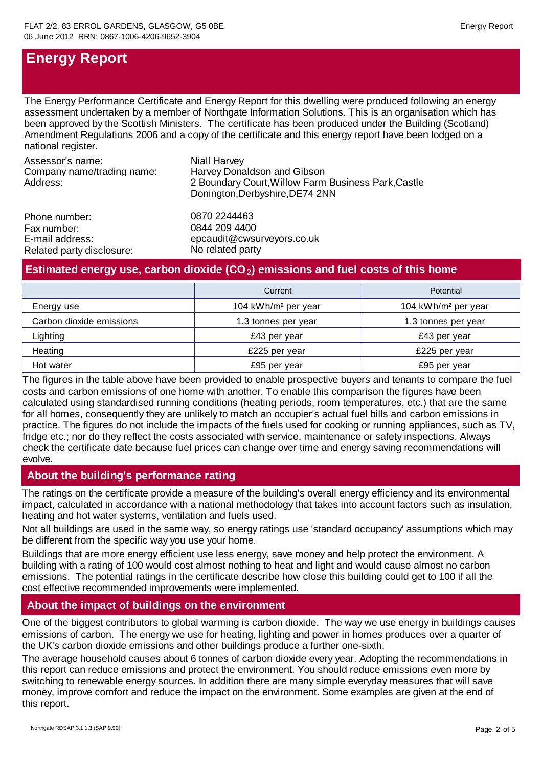# Energy Report

The Energy Performance Certificate and Energy Report for this dwelling were produced following an energy assessment undertaken by a member of Northgate Information Solutions. This is an organisation which has been approved by the Scottish Ministers. The certificate has been produced under the Building (Scotland) Amendment Regulations 2006 and a copy of the certificate and this energy report have been lodged on a national register.

| | |
|---|---|
| Assessor's name: | Niall Harvey |
| Company name/trading name: | Harvey Donaldson and Gibson |
| Address: | 2 Boundary Court,Willow Farm Business Park,Castle Donington,Derbyshire,DE74 2NN |
| Phone number: | 0870 2244463 |
| Fax number: | 0844 209 4400 |
| E-mail address: | epcaudit@cwsurveyors.co.uk |
| Related party disclosure: | No related party |

## Estimated energy use, carbon dioxide ($CO_2$) emissions and fuel costs of this home

| | Current | Potential |
|---|---|---|
| Energy use | 104 kWh/m² per year | 104 kWh/m² per year |
| Carbon dioxide emissions | 1.3 tonnes per year | 1.3 tonnes per year |
| Lighting | £43 per year | £43 per year |
| Heating | £225 per year | £225 per year |
| Hot water | £95 per year | £95 per year |

The figures in the table above have been provided to enable prospective buyers and tenants to compare the fuel costs and carbon emissions of one home with another. To enable this comparison the figures have been calculated using standardised running conditions (heating periods, room temperatures, etc.) that are the same for all homes, consequently they are unlikely to match an occupier's actual fuel bills and carbon emissions in practice. The figures do not include the impacts of the fuels used for cooking or running appliances, such as TV, fridge etc.; nor do they reflect the costs associated with service, maintenance or safety inspections. Always check the certificate date because fuel prices can change over time and energy saving recommendations will evolve.

## About the building's performance rating

The ratings on the certificate provide a measure of the building's overall energy efficiency and its environmental impact, calculated in accordance with a national methodology that takes into account factors such as insulation, heating and hot water systems, ventilation and fuels used.

Not all buildings are used in the same way, so energy ratings use 'standard occupancy' assumptions which may be different from the specific way you use your home.

Buildings that are more energy efficient use less energy, save money and help protect the environment. A building with a rating of 100 would cost almost nothing to heat and light and would cause almost no carbon emissions. The potential ratings in the certificate describe how close this building could get to 100 if all the cost effective recommended improvements were implemented.

## About the impact of buildings on the environment

One of the biggest contributors to global warming is carbon dioxide. The way we use energy in buildings causes emissions of carbon. The energy we use for heating, lighting and power in homes produces over a quarter of the UK's carbon dioxide emissions and other buildings produce a further one-sixth.

The average household causes about 6 tonnes of carbon dioxide every year. Adopting the recommendations in this report can reduce emissions and protect the environment. You should reduce emissions even more by switching to renewable energy sources. In addition there are many simple everyday measures that will save money, improve comfort and reduce the impact on the environment. Some examples are given at the end of this report.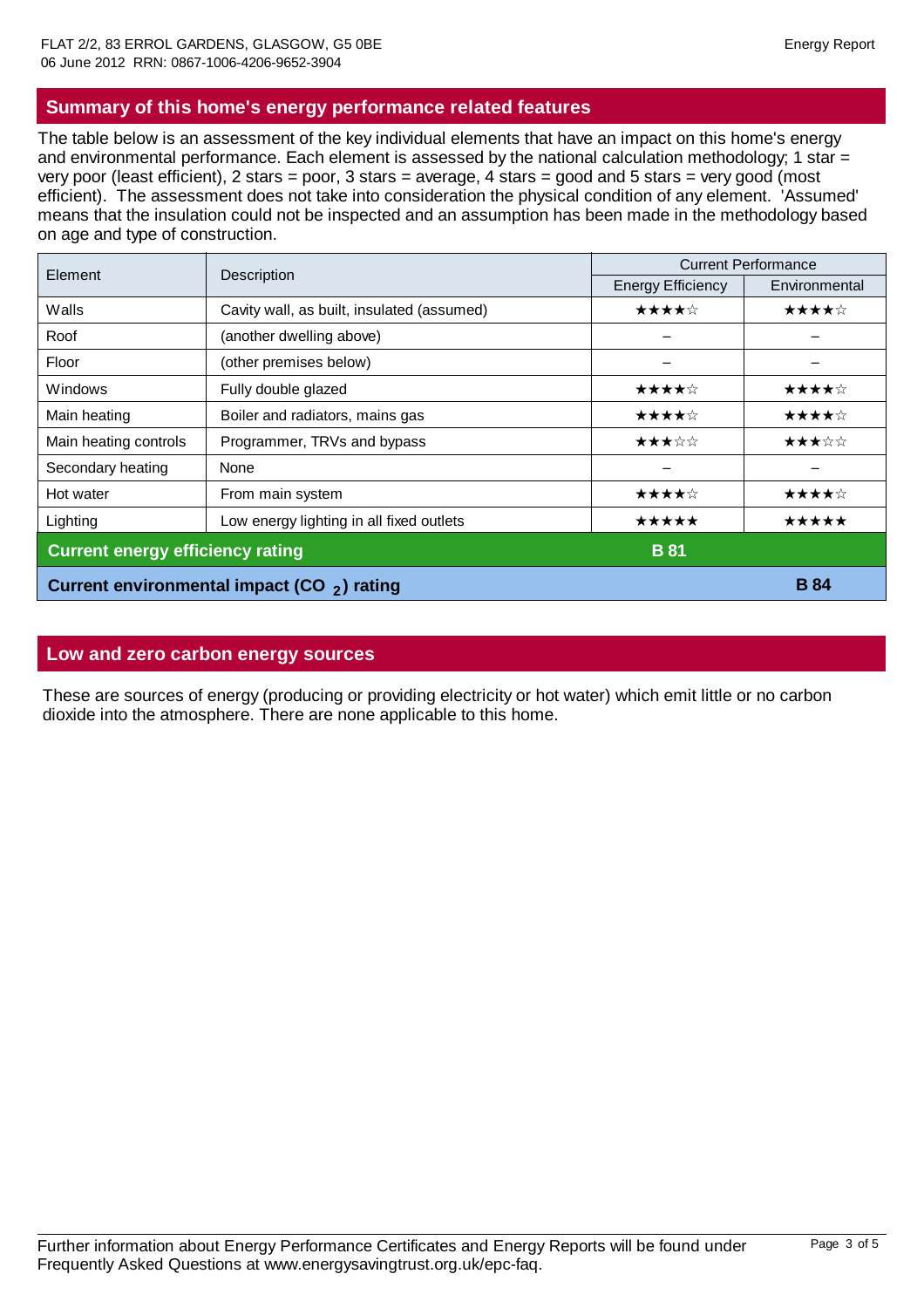## Summary of this home's energy performance related features

The table below is an assessment of the key individual elements that have an impact on this home's energy and environmental performance. Each element is assessed by the national calculation methodology; 1 star = very poor (least efficient), 2 stars = poor, 3 stars = average, 4 stars = good and 5 stars = very good (most efficient). The assessment does not take into consideration the physical condition of any element. 'Assumed' means that the insulation could not be inspected and an assumption has been made in the methodology based on age and type of construction.

| Element | Description | Current Performance | |
|---|---|---|---|
| | | Energy Efficiency | Environmental |
| Walls | Cavity wall, as built, insulated (assumed) | ★★★★☆ | ★★★★☆ |
| Roof | (another dwelling above) | – | – |
| Floor | (other premises below) | – | – |
| Windows | Fully double glazed | ★★★★☆ | ★★★★☆ |
| Main heating | Boiler and radiators, mains gas | ★★★★☆ | ★★★★☆ |
| Main heating controls | Programmer, TRVs and bypass | ★★★☆☆ | ★★★☆☆ |
| Secondary heating | None | – | – |
| Hot water | From main system | ★★★★☆ | ★★★★☆ |
| Lighting | Low energy lighting in all fixed outlets | ★★★★★ | ★★★★★ |
| **Current energy efficiency rating** | | **B 81** | |
| **Current environmental impact ($CO_2$) rating** | | | **B 84** |

## Low and zero carbon energy sources

These are sources of energy (producing or providing electricity or hot water) which emit little or no carbon dioxide into the atmosphere. There are none applicable to this home.

Further information about Energy Performance Certificates and Energy Reports will be found under Frequently Asked Questions at www.energysavingtrust.org.uk/epc-faq.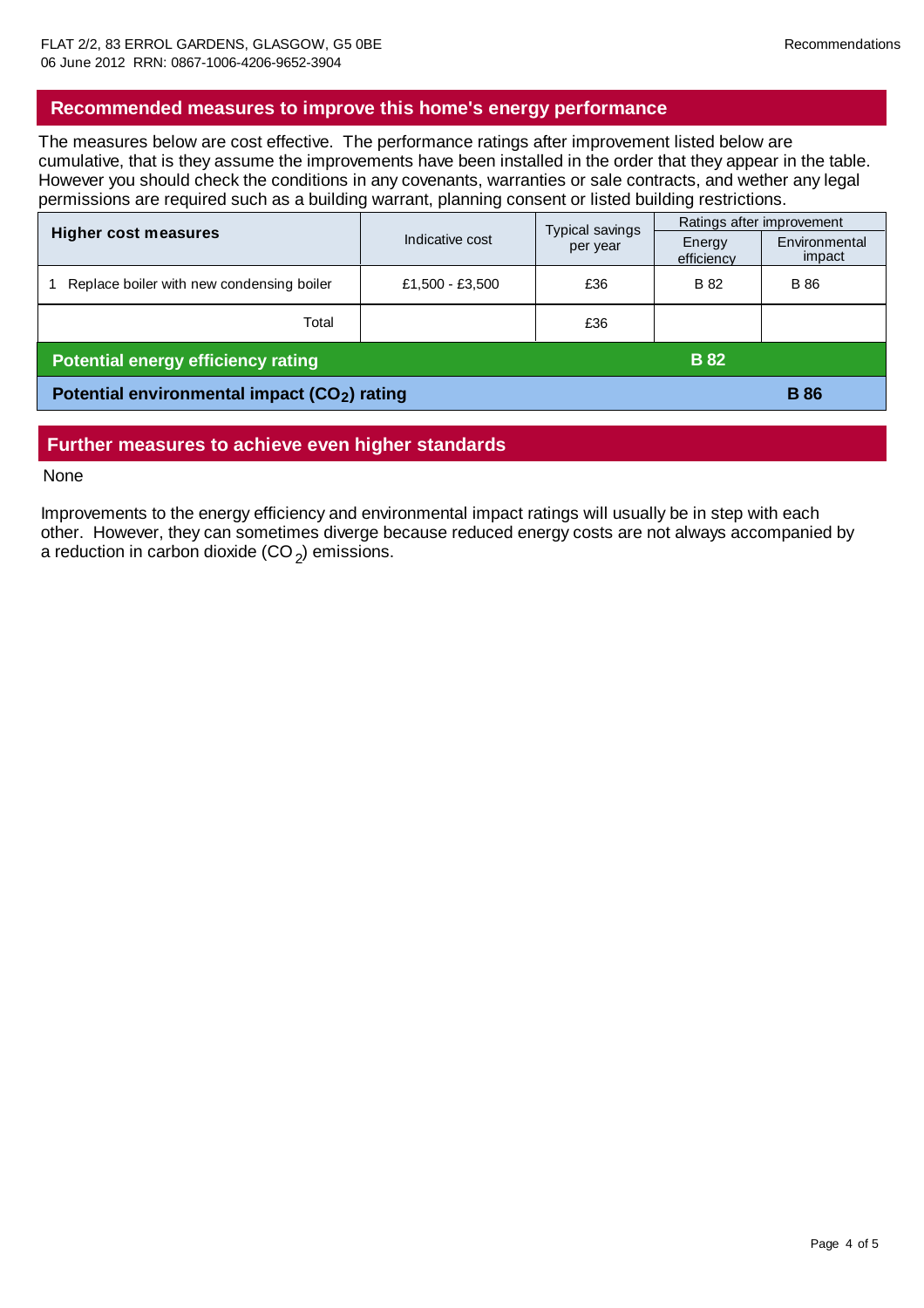## Recommended measures to improve this home's energy performance

The measures below are cost effective. The performance ratings after improvement listed below are cumulative, that is they assume the improvements have been installed in the order that they appear in the table. However you should check the conditions in any covenants, warranties or sale contracts, and wether any legal permissions are required such as a building warrant, planning consent or listed building restrictions.

| Higher cost measures | Indicative cost | Typical savings per year | Ratings after improvement | |
|---|---|---|---|---|
| | | | Energy efficiency | Environmental impact |
| 1 Replace boiler with new condensing boiler | £1,500 - £3,500 | £36 | B 82 | B 86 |
| Total | | £36 | | |
| **Potential energy efficiency rating** | | | **B 82** | |
| **Potential environmental impact ($CO_2$) rating** | | | | **B 86** |

## Further measures to achieve even higher standards

None

Improvements to the energy efficiency and environmental impact ratings will usually be in step with each other. However, they can sometimes diverge because reduced energy costs are not always accompanied by a reduction in carbon dioxide ($CO_2$) emissions.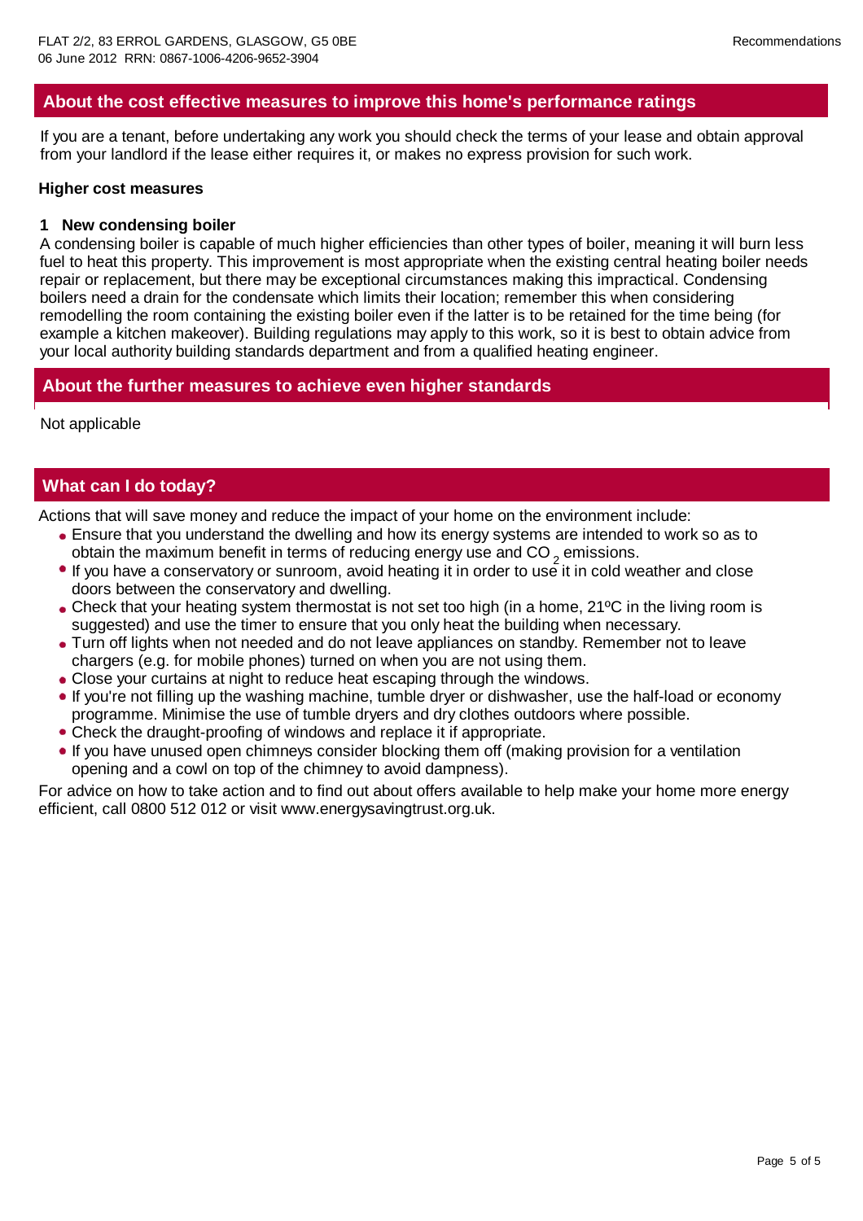## About the cost effective measures to improve this home's performance ratings

If you are a tenant, before undertaking any work you should check the terms of your lease and obtain approval from your landlord if the lease either requires it, or makes no express provision for such work.

**Higher cost measures**

**1 New condensing boiler**

A condensing boiler is capable of much higher efficiencies than other types of boiler, meaning it will burn less fuel to heat this property. This improvement is most appropriate when the existing central heating boiler needs repair or replacement, but there may be exceptional circumstances making this impractical. Condensing boilers need a drain for the condensate which limits their location; remember this when considering remodelling the room containing the existing boiler even if the latter is to be retained for the time being (for example a kitchen makeover). Building regulations may apply to this work, so it is best to obtain advice from your local authority building standards department and from a qualified heating engineer.

## About the further measures to achieve even higher standards

Not applicable

## What can I do today?

Actions that will save money and reduce the impact of your home on the environment include:

- Ensure that you understand the dwelling and how its energy systems are intended to work so as to obtain the maximum benefit in terms of reducing energy use and $CO_2$ emissions.
- If you have a conservatory or sunroom, avoid heating it in order to use it in cold weather and close doors between the conservatory and dwelling.
- Check that your heating system thermostat is not set too high (in a home, 21ºC in the living room is suggested) and use the timer to ensure that you only heat the building when necessary.
- Turn off lights when not needed and do not leave appliances on standby. Remember not to leave chargers (e.g. for mobile phones) turned on when you are not using them.
- Close your curtains at night to reduce heat escaping through the windows.
- If you're not filling up the washing machine, tumble dryer or dishwasher, use the half-load or economy programme. Minimise the use of tumble dryers and dry clothes outdoors where possible.
- Check the draught-proofing of windows and replace it if appropriate.
- If you have unused open chimneys consider blocking them off (making provision for a ventilation opening and a cowl on top of the chimney to avoid dampness).

For advice on how to take action and to find out about offers available to help make your home more energy efficient, call 0800 512 012 or visit www.energysavingtrust.org.uk.